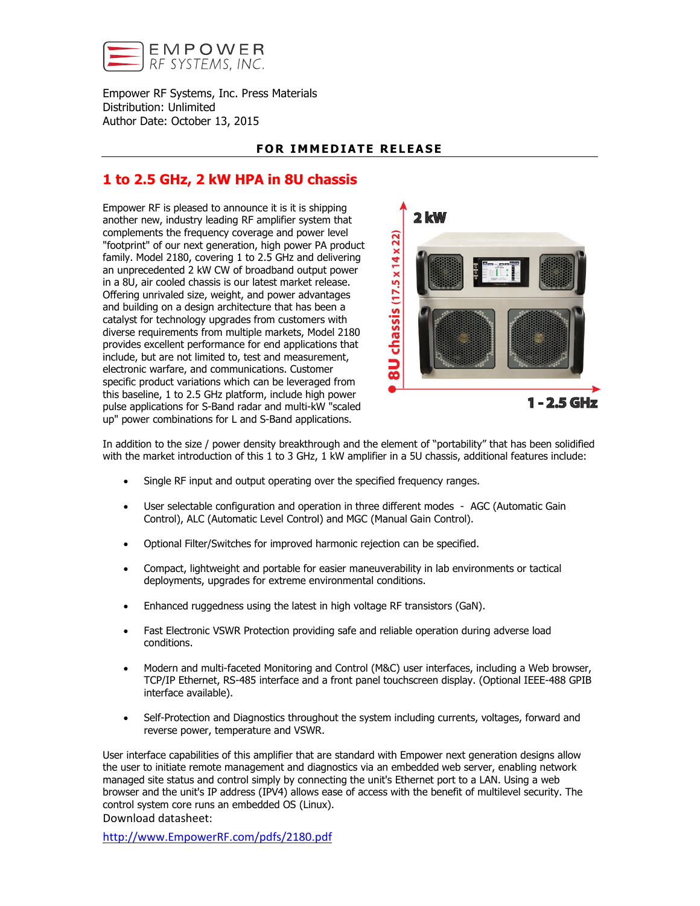EMPOWER
RF SYSTEMS, INC.

Empower RF Systems, Inc. Press Materials
Distribution: Unlimited
Author Date: October 13, 2015

**FOR IMMEDIATE RELEASE**

## 1 to 2.5 GHz, 2 kW HPA in 8U chassis

Empower RF is pleased to announce it is it is shipping another new, industry leading RF amplifier system that complements the frequency coverage and power level "footprint" of our next generation, high power PA product family. Model 2180, covering 1 to 2.5 GHz and delivering an unprecedented 2 kW CW of broadband output power in a 8U, air cooled chassis is our latest market release. Offering unrivaled size, weight, and power advantages and building on a design architecture that has been a catalyst for technology upgrades from customers with diverse requirements from multiple markets, Model 2180 provides excellent performance for end applications that include, but are not limited to, test and measurement, electronic warfare, and communications. Customer specific product variations which can be leveraged from this baseline, 1 to 2.5 GHz platform, include high power pulse applications for S-Band radar and multi-kW "scaled up" power combinations for L and S-Band applications.

2 kW

8U chassis (17.5 x 14 x 22)

1 - 2.5 GHz

In addition to the size / power density breakthrough and the element of "portability" that has been solidified with the market introduction of this 1 to 3 GHz, 1 kW amplifier in a 5U chassis, additional features include:

- Single RF input and output operating over the specified frequency ranges.
- User selectable configuration and operation in three different modes - AGC (Automatic Gain Control), ALC (Automatic Level Control) and MGC (Manual Gain Control).
- Optional Filter/Switches for improved harmonic rejection can be specified.
- Compact, lightweight and portable for easier maneuverability in lab environments or tactical deployments, upgrades for extreme environmental conditions.
- Enhanced ruggedness using the latest in high voltage RF transistors (GaN).
- Fast Electronic VSWR Protection providing safe and reliable operation during adverse load conditions.
- Modern and multi-faceted Monitoring and Control (M&C) user interfaces, including a Web browser, TCP/IP Ethernet, RS-485 interface and a front panel touchscreen display. (Optional IEEE-488 GPIB interface available).
- Self-Protection and Diagnostics throughout the system including currents, voltages, forward and reverse power, temperature and VSWR.

User interface capabilities of this amplifier that are standard with Empower next generation designs allow the user to initiate remote management and diagnostics via an embedded web server, enabling network managed site status and control simply by connecting the unit's Ethernet port to a LAN. Using a web browser and the unit's IP address (IPV4) allows ease of access with the benefit of multilevel security. The control system core runs an embedded OS (Linux).

Download datasheet:

http://www.EmpowerRF.com/pdfs/2180.pdf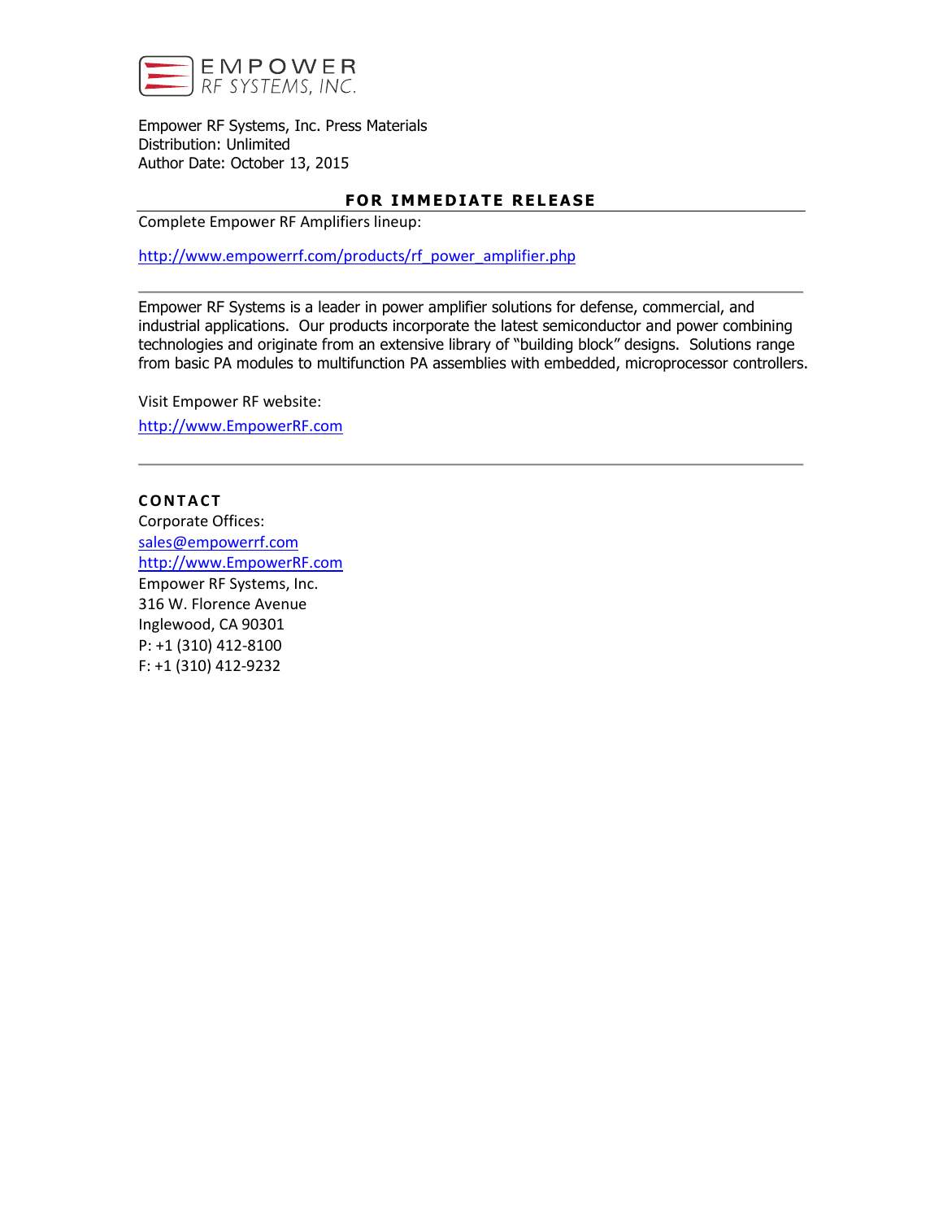EMPOWER
RF SYSTEMS, INC.

Empower RF Systems, Inc. Press Materials
Distribution: Unlimited
Author Date: October 13, 2015

**FOR IMMEDIATE RELEASE**

Complete Empower RF Amplifiers lineup:

http://www.empowerrf.com/products/rf_power_amplifier.php

---

Empower RF Systems is a leader in power amplifier solutions for defense, commercial, and industrial applications. Our products incorporate the latest semiconductor and power combining technologies and originate from an extensive library of "building block" designs. Solutions range from basic PA modules to multifunction PA assemblies with embedded, microprocessor controllers.

Visit Empower RF website:

http://www.EmpowerRF.com

---

**CONTACT**

Corporate Offices:
sales@empowerrf.com
http://www.EmpowerRF.com
Empower RF Systems, Inc.
316 W. Florence Avenue
Inglewood, CA 90301
P: +1 (310) 412-8100
F: +1 (310) 412-9232